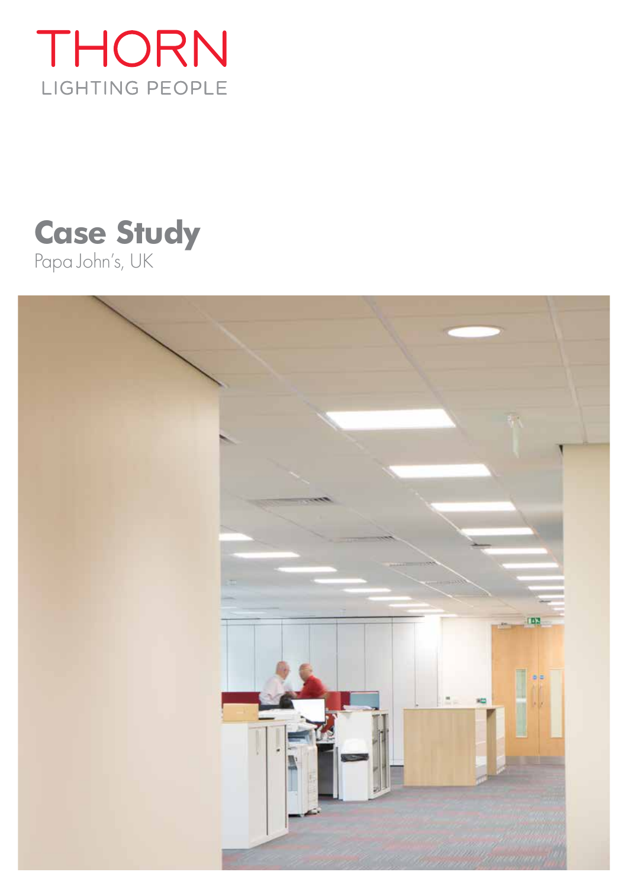THORN

LIGHTING PEOPLE

# Case Study

Papa John's, UK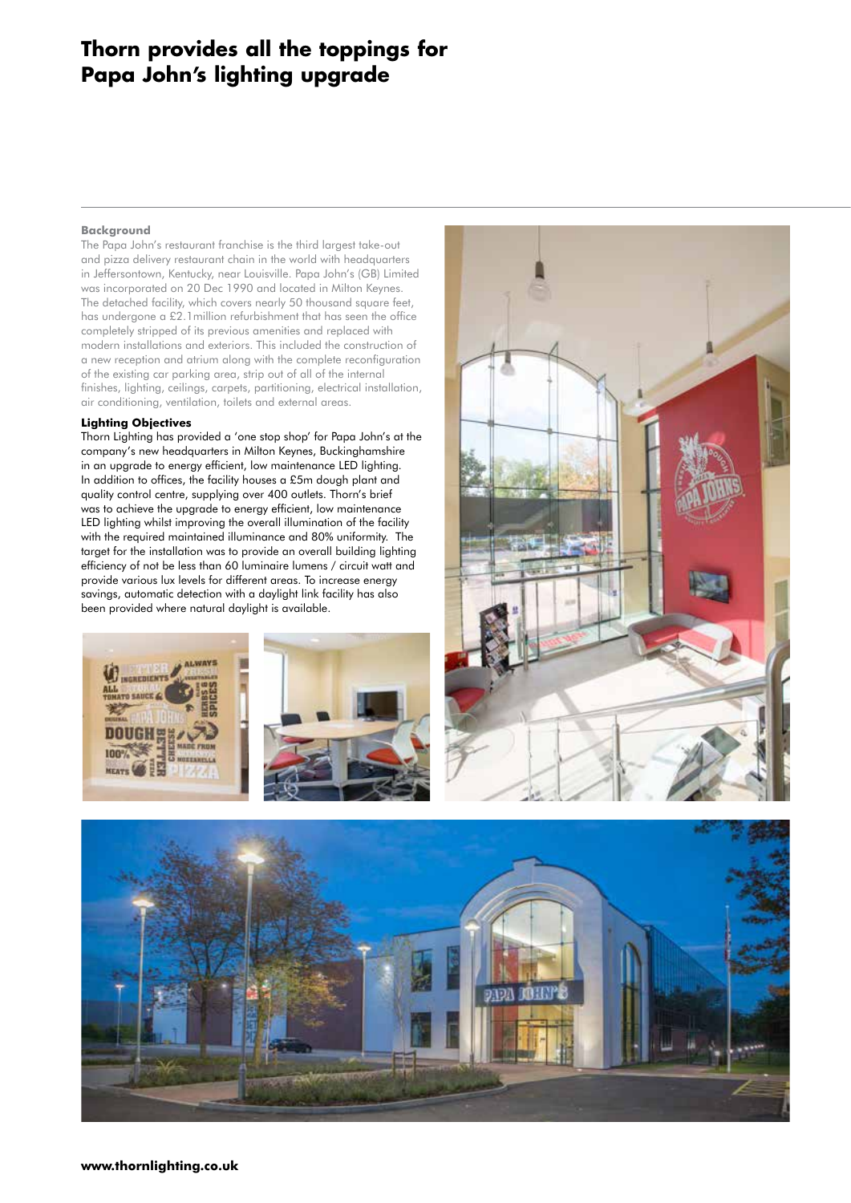# Thorn provides all the toppings for Papa John's lighting upgrade

### Background

The Papa John's restaurant franchise is the third largest take-out and pizza delivery restaurant chain in the world with headquarters in Jeffersontown, Kentucky, near Louisville. Papa John's (GB) Limited was incorporated on 20 Dec 1990 and located in Milton Keynes. The detached facility, which covers nearly 50 thousand square feet, has undergone a £2.1million refurbishment that has seen the office completely stripped of its previous amenities and replaced with modern installations and exteriors. This included the construction of a new reception and atrium along with the complete reconfiguration of the existing car parking area, strip out of all of the internal finishes, lighting, ceilings, carpets, partitioning, electrical installation, air conditioning, ventilation, toilets and external areas.

### Lighting Objectives

Thorn Lighting has provided a 'one stop shop' for Papa John's at the company's new headquarters in Milton Keynes, Buckinghamshire in an upgrade to energy efficient, low maintenance LED lighting. In addition to offices, the facility houses a £5m dough plant and quality control centre, supplying over 400 outlets. Thorn's brief was to achieve the upgrade to energy efficient, low maintenance LED lighting whilst improving the overall illumination of the facility with the required maintained illuminance and 80% uniformity. The target for the installation was to provide an overall building lighting efficiency of not be less than 60 luminaire lumens / circuit watt and provide various lux levels for different areas. To increase energy savings, automatic detection with a daylight link facility has also been provided where natural daylight is available.

**www.thornlighting.co.uk**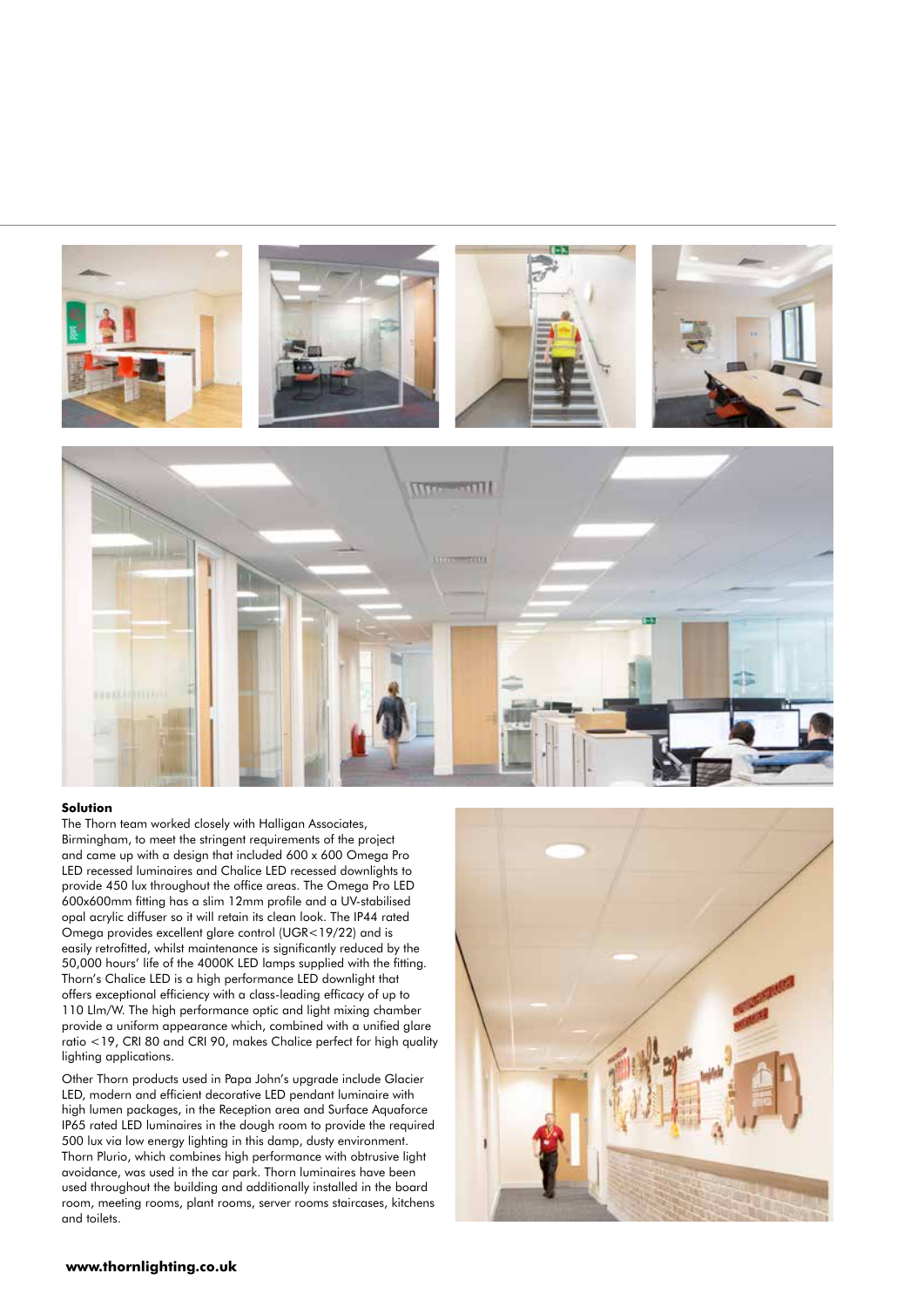**Solution**

The Thorn team worked closely with Halligan Associates, Birmingham, to meet the stringent requirements of the project and came up with a design that included 600 x 600 Omega Pro LED recessed luminaires and Chalice LED recessed downlights to provide 450 lux throughout the office areas. The Omega Pro LED 600x600mm fitting has a slim 12mm profile and a UV-stabilised opal acrylic diffuser so it will retain its clean look. The IP44 rated Omega provides excellent glare control (UGR<19/22) and is easily retrofitted, whilst maintenance is significantly reduced by the 50,000 hours' life of the 4000K LED lamps supplied with the fitting. Thorn's Chalice LED is a high performance LED downlight that offers exceptional efficiency with a class-leading efficacy of up to 110 Llm/W. The high performance optic and light mixing chamber provide a uniform appearance which, combined with a unified glare ratio <19, CRI 80 and CRI 90, makes Chalice perfect for high quality lighting applications.

Other Thorn products used in Papa John's upgrade include Glacier LED, modern and efficient decorative LED pendant luminaire with high lumen packages, in the Reception area and Surface Aquaforce IP65 rated LED luminaires in the dough room to provide the required 500 lux via low energy lighting in this damp, dusty environment. Thorn Plurio, which combines high performance with obtrusive light avoidance, was used in the car park. Thorn luminaires have been used throughout the building and additionally installed in the board room, meeting rooms, plant rooms, server rooms staircases, kitchens and toilets.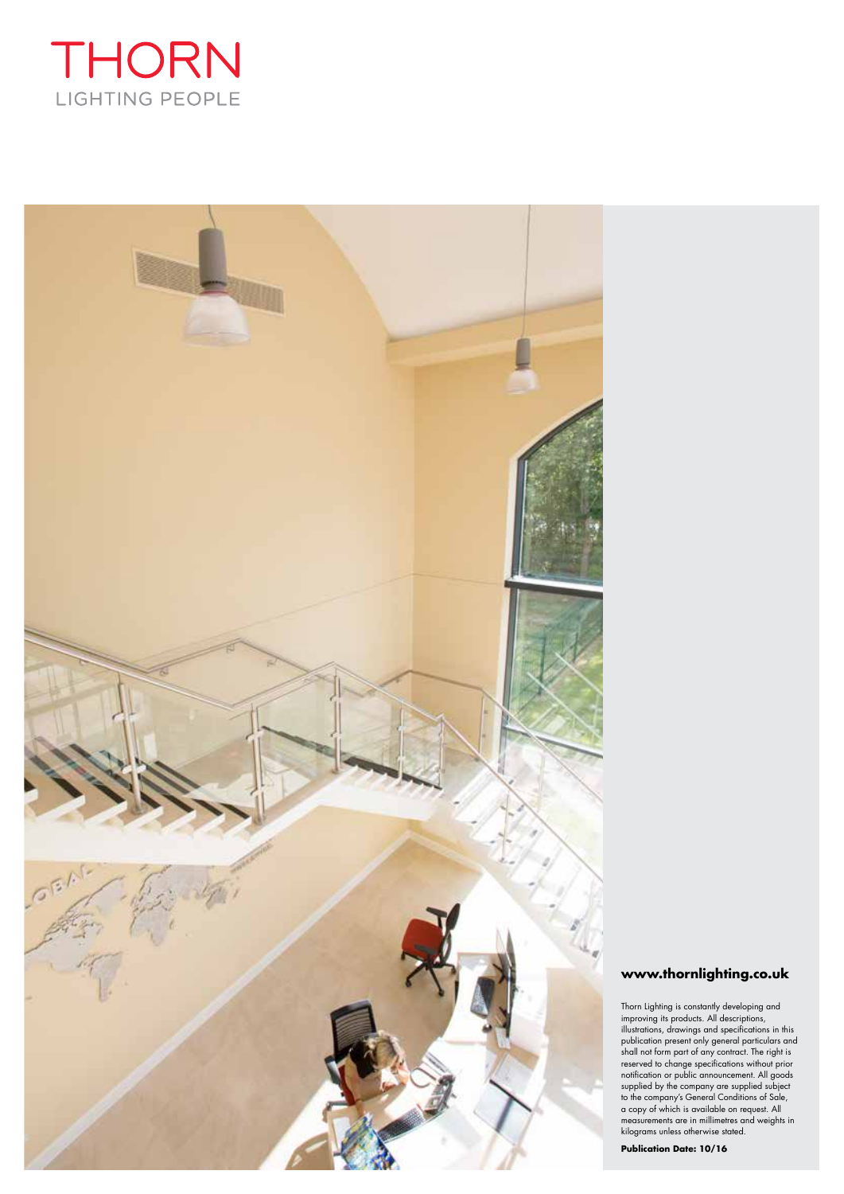THORN

LIGHTING PEOPLE

**www.thornlighting.co.uk**

Thorn Lighting is constantly developing and improving its products. All descriptions, illustrations, drawings and specifications in this publication present only general particulars and shall not form part of any contract. The right is reserved to change specifications without prior notification or public announcement. All goods supplied by the company are supplied subject to the company's General Conditions of Sale, a copy of which is available on request. All measurements are in millimetres and weights in kilograms unless otherwise stated.

**Publication Date: 10/16**